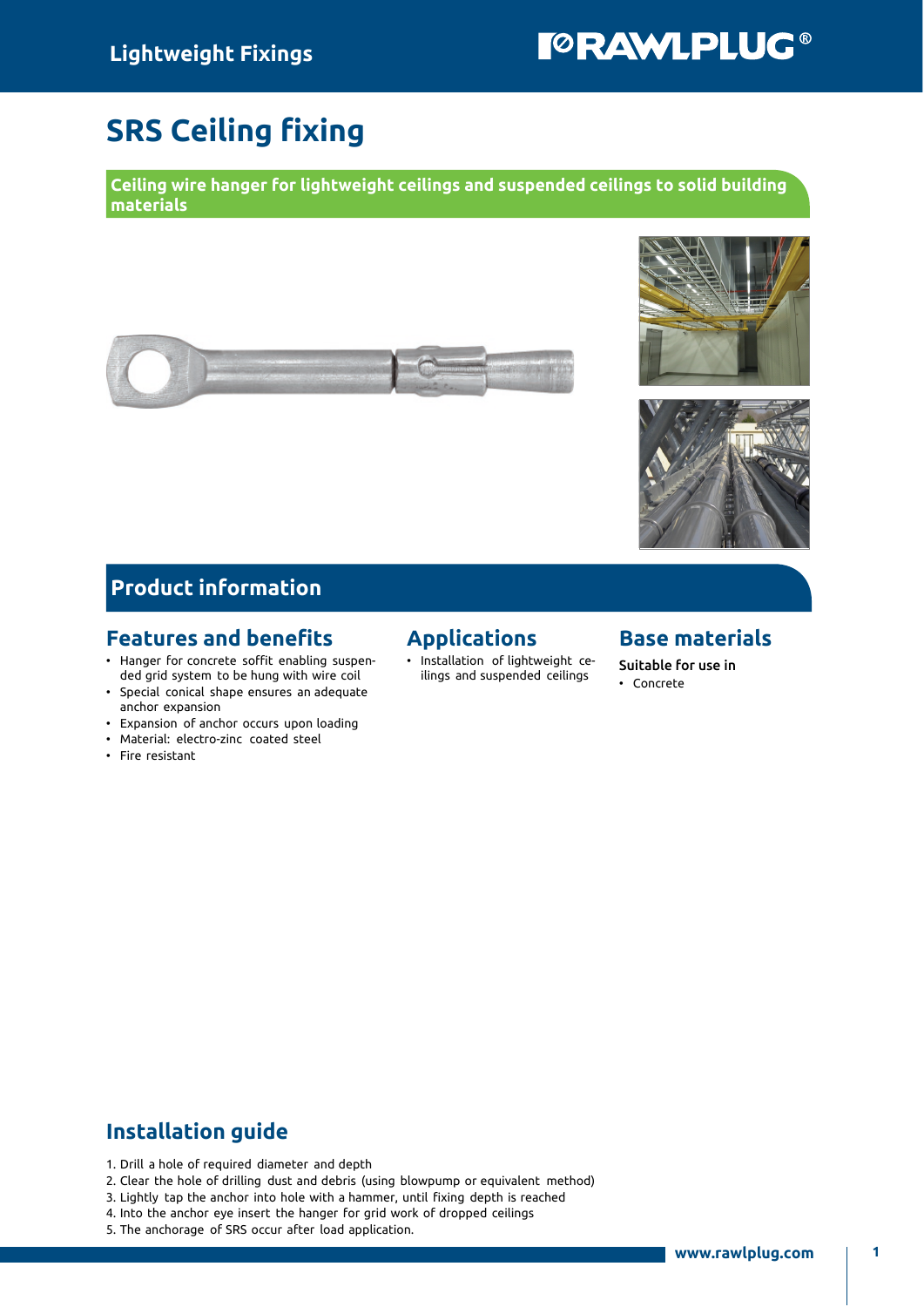# SRS Ceiling fixing

**Ceiling wire hanger for lightweight ceilings and suspended ceilings to solid building materials**

## Product information

### Features and benefits

- Hanger for concrete soffit enabling suspended grid system to be hung with wire coil
- Special conical shape ensures an adequate anchor expansion
- Expansion of anchor occurs upon loading
- Material: electro-zinc coated steel
- Fire resistant

### Applications

- Installation of lightweight ceilings and suspended ceilings

### Base materials

Suitable for use in

- Concrete

## Installation guide

1. Drill a hole of required diameter and depth
2. Clear the hole of drilling dust and debris (using blowpump or equivalent method)
3. Lightly tap the anchor into hole with a hammer, until fixing depth is reached
4. Into the anchor eye insert the hanger for grid work of dropped ceilings
5. The anchorage of SRS occur after load application.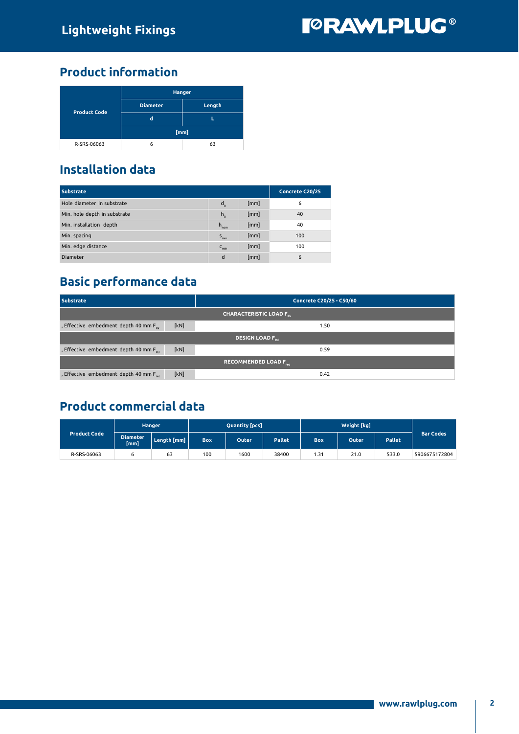## Product information

| Product Code | Hanger | |
|---|---|---|
| | Diameter | Length |
| | d | L |
| | [mm] | |
| R-SRS-06063 | 6 | 63 |

## Installation data

| Substrate | | | Concrete C20/25 |
|---|---|---|---|
| Hole diameter in substrate | $d_0$ | [mm] | 6 |
| Min. hole depth in substrate | $h_0$ | [mm] | 40 |
| Min. installation depth | $h_{nom}$ | [mm] | 40 |
| Min. spacing | $s_{min}$ | [mm] | 100 |
| Min. edge distance | $c_{min}$ | [mm] | 100 |
| Diameter | d | [mm] | 6 |

## Basic performance data

| Substrate | | Concrete C20/25 - C50/60 |
|---|---|---|
| CHARACTERISTIC LOAD $F_{Rk}$ | | |
| , Effective embedment depth 40 mm $F_{Rk}$ | [kN] | 1.50 |
| DESIGN LOAD $F_{Rd}$ | | |
| , Effective embedment depth 40 mm $F_{Rd}$ | [kN] | 0.59 |
| RECOMMENDED LOAD $F_{rec}$ | | |
| , Effective embedment depth 40 mm $F_{rec}$ | [kN] | 0.42 |

## Product commercial data

| Product Code | Hanger | | Quantity [pcs] | | | Weight [kg] | | | Bar Codes |
|---|---|---|---|---|---|---|---|---|---|
| | Diameter [mm] | Length [mm] | Box | Outer | Pallet | Box | Outer | Pallet | |
| R-SRS-06063 | 6 | 63 | 100 | 1600 | 38400 | 1.31 | 21.0 | 533.0 | 5906675172804 |